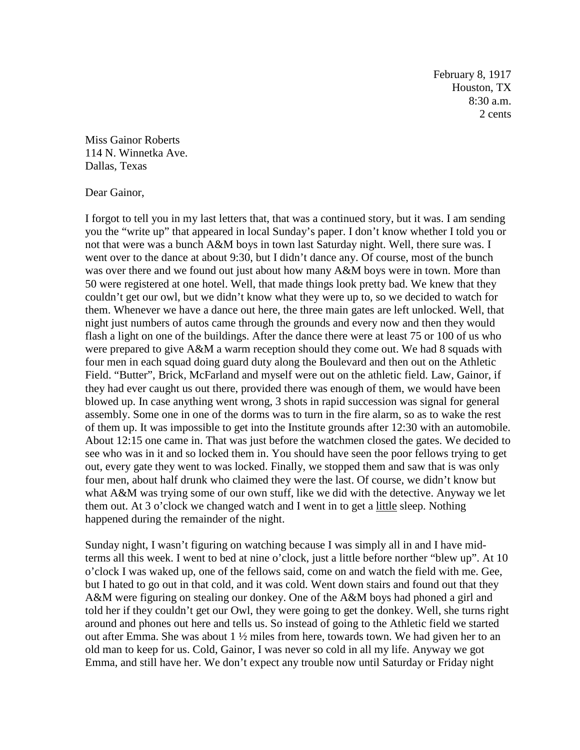February 8, 1917
Houston, TX
8:30 a.m.
2 cents

Miss Gainor Roberts
114 N. Winnetka Ave.
Dallas, Texas

Dear Gainor,

I forgot to tell you in my last letters that, that was a continued story, but it was. I am sending you the "write up" that appeared in local Sunday's paper. I don't know whether I told you or not that were was a bunch A&M boys in town last Saturday night. Well, there sure was. I went over to the dance at about 9:30, but I didn't dance any. Of course, most of the bunch was over there and we found out just about how many A&M boys were in town. More than 50 were registered at one hotel. Well, that made things look pretty bad. We knew that they couldn't get our owl, but we didn't know what they were up to, so we decided to watch for them. Whenever we have a dance out here, the three main gates are left unlocked. Well, that night just numbers of autos came through the grounds and every now and then they would flash a light on one of the buildings. After the dance there were at least 75 or 100 of us who were prepared to give A&M a warm reception should they come out. We had 8 squads with four men in each squad doing guard duty along the Boulevard and then out on the Athletic Field. "Butter", Brick, McFarland and myself were out on the athletic field. Law, Gainor, if they had ever caught us out there, provided there was enough of them, we would have been blowed up. In case anything went wrong, 3 shots in rapid succession was signal for general assembly. Some one in one of the dorms was to turn in the fire alarm, so as to wake the rest of them up. It was impossible to get into the Institute grounds after 12:30 with an automobile. About 12:15 one came in. That was just before the watchmen closed the gates. We decided to see who was in it and so locked them in. You should have seen the poor fellows trying to get out, every gate they went to was locked. Finally, we stopped them and saw that is was only four men, about half drunk who claimed they were the last. Of course, we didn't know but what A&M was trying some of our own stuff, like we did with the detective. Anyway we let them out. At 3 o'clock we changed watch and I went in to get a <u>little</u> sleep. Nothing happened during the remainder of the night.

Sunday night, I wasn't figuring on watching because I was simply all in and I have mid-terms all this week. I went to bed at nine o'clock, just a little before norther "blew up". At 10 o'clock I was waked up, one of the fellows said, come on and watch the field with me. Gee, but I hated to go out in that cold, and it was cold. Went down stairs and found out that they A&M were figuring on stealing our donkey. One of the A&M boys had phoned a girl and told her if they couldn't get our Owl, they were going to get the donkey. Well, she turns right around and phones out here and tells us. So instead of going to the Athletic field we started out after Emma. She was about 1 ½ miles from here, towards town. We had given her to an old man to keep for us. Cold, Gainor, I was never so cold in all my life. Anyway we got Emma, and still have her. We don't expect any trouble now until Saturday or Friday night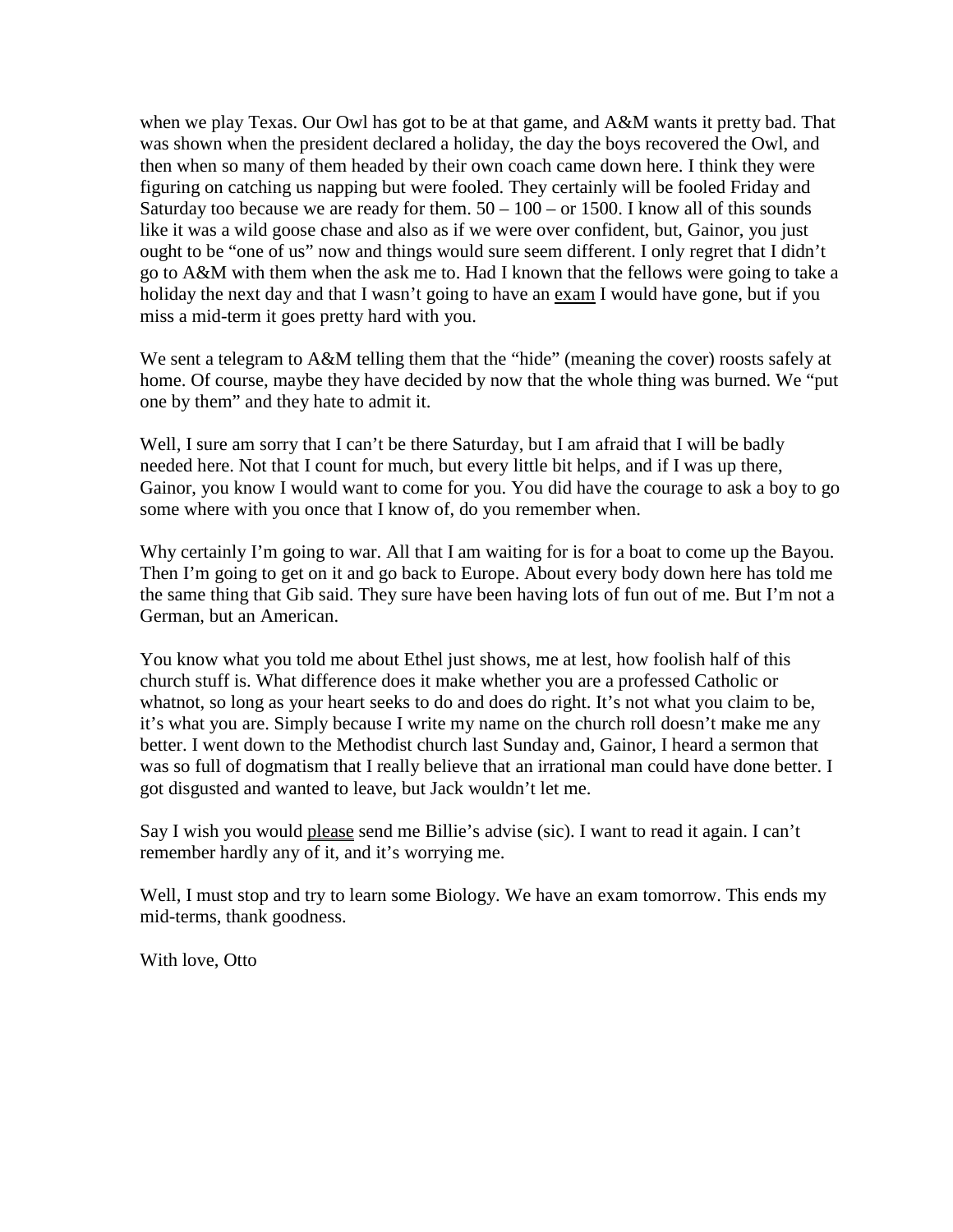when we play Texas. Our Owl has got to be at that game, and A&M wants it pretty bad. That was shown when the president declared a holiday, the day the boys recovered the Owl, and then when so many of them headed by their own coach came down here. I think they were figuring on catching us napping but were fooled. They certainly will be fooled Friday and Saturday too because we are ready for them. 50 – 100 – or 1500. I know all of this sounds like it was a wild goose chase and also as if we were over confident, but, Gainor, you just ought to be "one of us" now and things would sure seem different. I only regret that I didn't go to A&M with them when the ask me to. Had I known that the fellows were going to take a holiday the next day and that I wasn't going to have an <u>exam</u> I would have gone, but if you miss a mid-term it goes pretty hard with you.

We sent a telegram to A&M telling them that the "hide" (meaning the cover) roosts safely at home. Of course, maybe they have decided by now that the whole thing was burned. We "put one by them" and they hate to admit it.

Well, I sure am sorry that I can't be there Saturday, but I am afraid that I will be badly needed here. Not that I count for much, but every little bit helps, and if I was up there, Gainor, you know I would want to come for you. You did have the courage to ask a boy to go some where with you once that I know of, do you remember when.

Why certainly I'm going to war. All that I am waiting for is for a boat to come up the Bayou. Then I'm going to get on it and go back to Europe. About every body down here has told me the same thing that Gib said. They sure have been having lots of fun out of me. But I'm not a German, but an American.

You know what you told me about Ethel just shows, me at lest, how foolish half of this church stuff is. What difference does it make whether you are a professed Catholic or whatnot, so long as your heart seeks to do and does do right. It's not what you claim to be, it's what you are. Simply because I write my name on the church roll doesn't make me any better. I went down to the Methodist church last Sunday and, Gainor, I heard a sermon that was so full of dogmatism that I really believe that an irrational man could have done better. I got disgusted and wanted to leave, but Jack wouldn't let me.

Say I wish you would <u>please</u> send me Billie's advise (sic). I want to read it again. I can't remember hardly any of it, and it's worrying me.

Well, I must stop and try to learn some Biology. We have an exam tomorrow. This ends my mid-terms, thank goodness.

With love, Otto